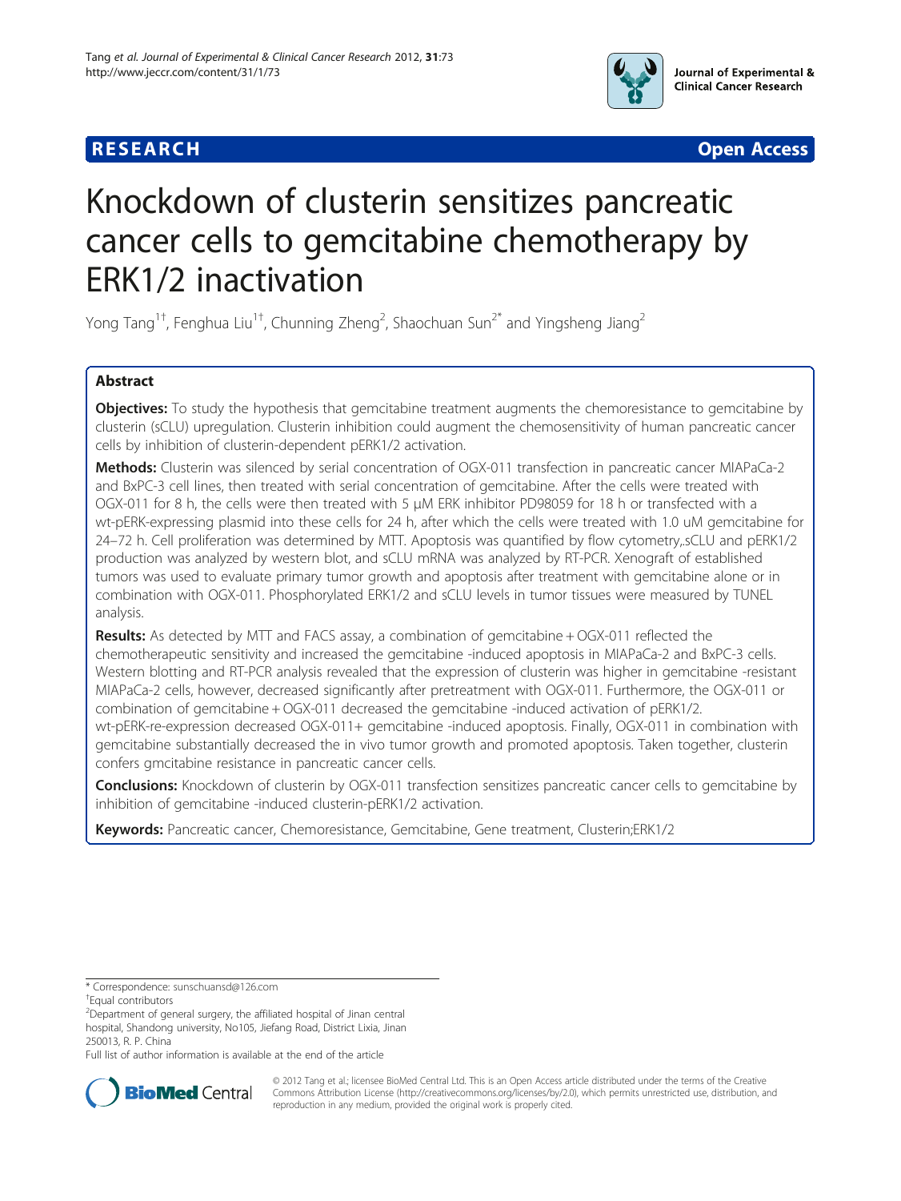# Knockdown of clusterin sensitizes pancreatic cancer cells to gemcitabine chemotherapy by ERK1/2 inactivation

Yong Tang[1†], Fenghua Liu[1†], Chunning Zheng[2], Shaochuan Sun[2*] and Yingsheng Jiang[2]

## Abstract

**Objectives:** To study the hypothesis that gemcitabine treatment augments the chemoresistance to gemcitabine by clusterin (sCLU) upregulation. Clusterin inhibition could augment the chemosensitivity of human pancreatic cancer cells by inhibition of clusterin-dependent pERK1/2 activation.

**Methods:** Clusterin was silenced by serial concentration of OGX-011 transfection in pancreatic cancer MIAPaCa-2 and BxPC-3 cell lines, then treated with serial concentration of gemcitabine. After the cells were treated with OGX-011 for 8 h, the cells were then treated with 5 μM ERK inhibitor PD98059 for 18 h or transfected with a wt-pERK-expressing plasmid into these cells for 24 h, after which the cells were treated with 1.0 uM gemcitabine for 24–72 h. Cell proliferation was determined by MTT. Apoptosis was quantified by flow cytometry,.sCLU and pERK1/2 production was analyzed by western blot, and sCLU mRNA was analyzed by RT-PCR. Xenograft of established tumors was used to evaluate primary tumor growth and apoptosis after treatment with gemcitabine alone or in combination with OGX-011. Phosphorylated ERK1/2 and sCLU levels in tumor tissues were measured by TUNEL analysis.

**Results:** As detected by MTT and FACS assay, a combination of gemcitabine + OGX-011 reflected the chemotherapeutic sensitivity and increased the gemcitabine -induced apoptosis in MIAPaCa-2 and BxPC-3 cells. Western blotting and RT-PCR analysis revealed that the expression of clusterin was higher in gemcitabine -resistant MIAPaCa-2 cells, however, decreased significantly after pretreatment with OGX-011. Furthermore, the OGX-011 or combination of gemcitabine + OGX-011 decreased the gemcitabine -induced activation of pERK1/2. wt-pERK-re-expression decreased OGX-011+ gemcitabine -induced apoptosis. Finally, OGX-011 in combination with gemcitabine substantially decreased the in vivo tumor growth and promoted apoptosis. Taken together, clusterin confers gmcitabine resistance in pancreatic cancer cells.

**Conclusions:** Knockdown of clusterin by OGX-011 transfection sensitizes pancreatic cancer cells to gemcitabine by inhibition of gemcitabine -induced clusterin-pERK1/2 activation.

**Keywords:** Pancreatic cancer, Chemoresistance, Gemcitabine, Gene treatment, Clusterin;ERK1/2

---

* Correspondence: sunschuansd@126.com

†Equal contributors

[2]Department of general surgery, the affiliated hospital of Jinan central hospital, Shandong university, No105, Jiefang Road, District Lixia, Jinan 250013, R. P. China

Full list of author information is available at the end of the article

© 2012 Tang et al.; licensee BioMed Central Ltd. This is an Open Access article distributed under the terms of the Creative Commons Attribution License (http://creativecommons.org/licenses/by/2.0), which permits unrestricted use, distribution, and reproduction in any medium, provided the original work is properly cited.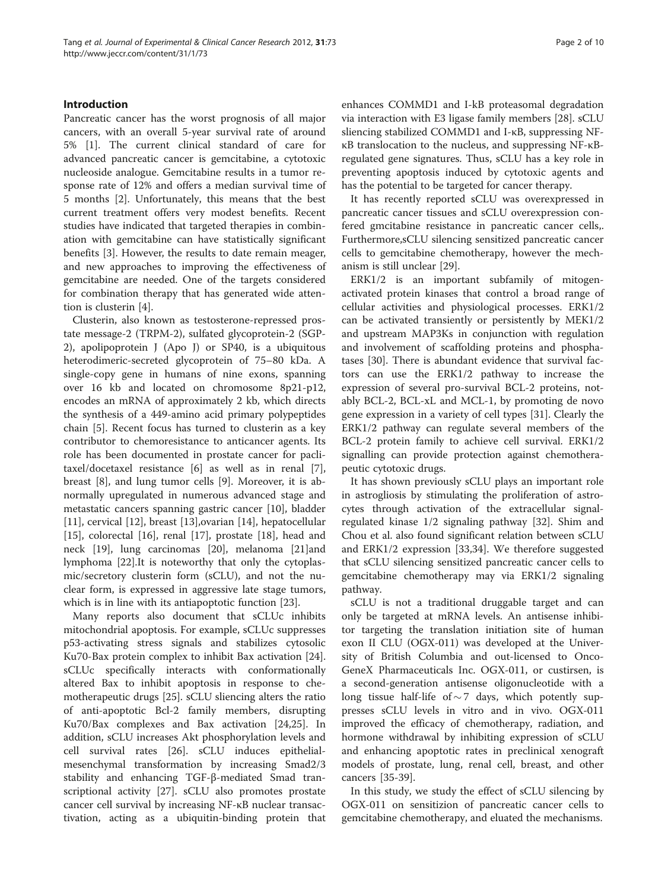## Introduction

Pancreatic cancer has the worst prognosis of all major cancers, with an overall 5-year survival rate of around 5% [1]. The current clinical standard of care for advanced pancreatic cancer is gemcitabine, a cytotoxic nucleoside analogue. Gemcitabine results in a tumor response rate of 12% and offers a median survival time of 5 months [2]. Unfortunately, this means that the best current treatment offers very modest benefits. Recent studies have indicated that targeted therapies in combination with gemcitabine can have statistically significant benefits [3]. However, the results to date remain meager, and new approaches to improving the effectiveness of gemcitabine are needed. One of the targets considered for combination therapy that has generated wide attention is clusterin [4].

Clusterin, also known as testosterone-repressed prostate message-2 (TRPM-2), sulfated glycoprotein-2 (SGP-2), apolipoprotein J (Apo J) or SP40, is a ubiquitous heterodimeric-secreted glycoprotein of 75–80 kDa. A single-copy gene in humans of nine exons, spanning over 16 kb and located on chromosome 8p21-p12, encodes an mRNA of approximately 2 kb, which directs the synthesis of a 449-amino acid primary polypeptides chain [5]. Recent focus has turned to clusterin as a key contributor to chemoresistance to anticancer agents. Its role has been documented in prostate cancer for paclitaxel/docetaxel resistance [6] as well as in renal [7], breast [8], and lung tumor cells [9]. Moreover, it is abnormally upregulated in numerous advanced stage and metastatic cancers spanning gastric cancer [10], bladder [11], cervical [12], breast [13],ovarian [14], hepatocellular [15], colorectal [16], renal [17], prostate [18], head and neck [19], lung carcinomas [20], melanoma [21]and lymphoma [22].It is noteworthy that only the cytoplasmic/secretory clusterin form (sCLU), and not the nuclear form, is expressed in aggressive late stage tumors, which is in line with its antiapoptotic function [23].

Many reports also document that sCLUc inhibits mitochondrial apoptosis. For example, sCLUc suppresses p53-activating stress signals and stabilizes cytosolic Ku70-Bax protein complex to inhibit Bax activation [24]. sCLUc specifically interacts with conformationally altered Bax to inhibit apoptosis in response to chemotherapeutic drugs [25]. sCLU sliencing alters the ratio of anti-apoptotic Bcl-2 family members, disrupting Ku70/Bax complexes and Bax activation [24,25]. In addition, sCLU increases Akt phosphorylation levels and cell survival rates [26]. sCLU induces epithelial-mesenchymal transformation by increasing Smad2/3 stability and enhancing TGF-β-mediated Smad transcriptional activity [27]. sCLU also promotes prostate cancer cell survival by increasing NF-κB nuclear transactivation, acting as a ubiquitin-binding protein that enhances COMMD1 and I-kB proteasomal degradation via interaction with E3 ligase family members [28]. sCLU sliencing stabilized COMMD1 and I-κB, suppressing NF-κB translocation to the nucleus, and suppressing NF-κB-regulated gene signatures. Thus, sCLU has a key role in preventing apoptosis induced by cytotoxic agents and has the potential to be targeted for cancer therapy.

It has recently reported sCLU was overexpressed in pancreatic cancer tissues and sCLU overexpression confered gmcitabine resistance in pancreatic cancer cells,. Furthermore,sCLU silencing sensitized pancreatic cancer cells to gemcitabine chemotherapy, however the mechanism is still unclear [29].

ERK1/2 is an important subfamily of mitogen-activated protein kinases that control a broad range of cellular activities and physiological processes. ERK1/2 can be activated transiently or persistently by MEK1/2 and upstream MAP3Ks in conjunction with regulation and involvement of scaffolding proteins and phosphatases [30]. There is abundant evidence that survival factors can use the ERK1/2 pathway to increase the expression of several pro-survival BCL-2 proteins, notably BCL-2, BCL-xL and MCL-1, by promoting de novo gene expression in a variety of cell types [31]. Clearly the ERK1/2 pathway can regulate several members of the BCL-2 protein family to achieve cell survival. ERK1/2 signalling can provide protection against chemotherapeutic cytotoxic drugs.

It has shown previously sCLU plays an important role in astrogliosis by stimulating the proliferation of astrocytes through activation of the extracellular signal-regulated kinase 1/2 signaling pathway [32]. Shim and Chou et al. also found significant relation between sCLU and ERK1/2 expression [33,34]. We therefore suggested that sCLU silencing sensitized pancreatic cancer cells to gemcitabine chemotherapy may via ERK1/2 signaling pathway.

sCLU is not a traditional druggable target and can only be targeted at mRNA levels. An antisense inhibitor targeting the translation initiation site of human exon II CLU (OGX-011) was developed at the University of British Columbia and out-licensed to OncoGeneX Pharmaceuticals Inc. OGX-011, or custirsen, is a second-generation antisense oligonucleotide with a long tissue half-life of ∼ 7 days, which potently suppresses sCLU levels in vitro and in vivo. OGX-011 improved the efficacy of chemotherapy, radiation, and hormone withdrawal by inhibiting expression of sCLU and enhancing apoptotic rates in preclinical xenograft models of prostate, lung, renal cell, breast, and other cancers [35-39].

In this study, we study the effect of sCLU silencing by OGX-011 on sensitizion of pancreatic cancer cells to gemcitabine chemotherapy, and eluated the mechanisms.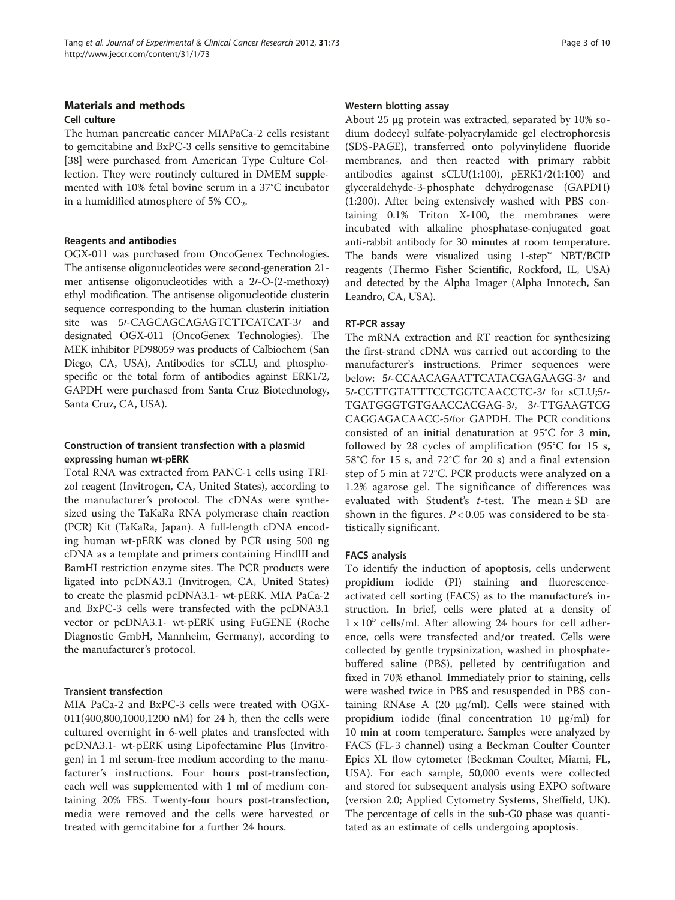## Materials and methods

### Cell culture

The human pancreatic cancer MIAPaCa-2 cells resistant to gemcitabine and BxPC-3 cells sensitive to gemcitabine [38] were purchased from American Type Culture Collection. They were routinely cultured in DMEM supplemented with 10% fetal bovine serum in a 37°C incubator in a humidified atmosphere of 5% $CO_2$.

### Reagents and antibodies

OGX-011 was purchased from OncoGenex Technologies. The antisense oligonucleotides were second-generation 21-mer antisense oligonucleotides with a 2׳-O-(2-methoxy) ethyl modification. The antisense oligonucleotide clusterin sequence corresponding to the human clusterin initiation site was 5׳-CAGCAGCAGAGTCTTCATCAT-3׳ and designated OGX-011 (OncoGenex Technologies). The MEK inhibitor PD98059 was products of Calbiochem (San Diego, CA, USA), Antibodies for sCLU, and phospho-specific or the total form of antibodies against ERK1/2, GAPDH were purchased from Santa Cruz Biotechnology, Santa Cruz, CA, USA).

### Construction of transient transfection with a plasmid expressing human wt-pERK

Total RNA was extracted from PANC-1 cells using TRIzol reagent (Invitrogen, CA, United States), according to the manufacturer's protocol. The cDNAs were synthesized using the TaKaRa RNA polymerase chain reaction (PCR) Kit (TaKaRa, Japan). A full-length cDNA encoding human wt-pERK was cloned by PCR using 500 ng cDNA as a template and primers containing HindIII and BamHI restriction enzyme sites. The PCR products were ligated into pcDNA3.1 (Invitrogen, CA, United States) to create the plasmid pcDNA3.1- wt-pERK. MIA PaCa-2 and BxPC-3 cells were transfected with the pcDNA3.1 vector or pcDNA3.1- wt-pERK using FuGENE (Roche Diagnostic GmbH, Mannheim, Germany), according to the manufacturer's protocol.

### Transient transfection

MIA PaCa-2 and BxPC-3 cells were treated with OGX-011(400,800,1000,1200 nM) for 24 h, then the cells were cultured overnight in 6-well plates and transfected with pcDNA3.1- wt-pERK using Lipofectamine Plus (Invitrogen) in 1 ml serum-free medium according to the manufacturer's instructions. Four hours post-transfection, each well was supplemented with 1 ml of medium containing 20% FBS. Twenty-four hours post-transfection, media were removed and the cells were harvested or treated with gemcitabine for a further 24 hours.

### Western blotting assay

About 25 μg protein was extracted, separated by 10% sodium dodecyl sulfate-polyacrylamide gel electrophoresis (SDS-PAGE), transferred onto polyvinylidene fluoride membranes, and then reacted with primary rabbit antibodies against sCLU(1:100), pERK1/2(1:100) and glyceraldehyde-3-phosphate dehydrogenase (GAPDH) (1:200). After being extensively washed with PBS containing 0.1% Triton X-100, the membranes were incubated with alkaline phosphatase-conjugated goat anti-rabbit antibody for 30 minutes at room temperature. The bands were visualized using 1-step™ NBT/BCIP reagents (Thermo Fisher Scientific, Rockford, IL, USA) and detected by the Alpha Imager (Alpha Innotech, San Leandro, CA, USA).

### RT-PCR assay

The mRNA extraction and RT reaction for synthesizing the first-strand cDNA was carried out according to the manufacturer's instructions. Primer sequences were below: 5׳-CCAACAGAATTCATACGAGAAGG-3׳ and 5׳-CGTTGTATTTCCTGGTCAACCTC-3׳ for sCLU;5׳-TGATGGGTGTGAACCACGAG-3׳, 3׳-TTGAAGTCG CAGGAGACAACC-5׳for GAPDH. The PCR conditions consisted of an initial denaturation at 95°C for 3 min, followed by 28 cycles of amplification (95°C for 15 s, 58°C for 15 s, and 72°C for 20 s) and a final extension step of 5 min at 72°C. PCR products were analyzed on a 1.2% agarose gel. The significance of differences was evaluated with Student's *t*-test. The mean ± SD are shown in the figures. $P < 0.05$ was considered to be statistically significant.

### FACS analysis

To identify the induction of apoptosis, cells underwent propidium iodide (PI) staining and fluorescence-activated cell sorting (FACS) as to the manufacture's instruction. In brief, cells were plated at a density of $1 \times 10^5$ cells/ml. After allowing 24 hours for cell adherence, cells were transfected and/or treated. Cells were collected by gentle trypsinization, washed in phosphate-buffered saline (PBS), pelleted by centrifugation and fixed in 70% ethanol. Immediately prior to staining, cells were washed twice in PBS and resuspended in PBS containing RNAse A (20 μg/ml). Cells were stained with propidium iodide (final concentration 10 μg/ml) for 10 min at room temperature. Samples were analyzed by FACS (FL-3 channel) using a Beckman Coulter Counter Epics XL flow cytometer (Beckman Coulter, Miami, FL, USA). For each sample, 50,000 events were collected and stored for subsequent analysis using EXPO software (version 2.0; Applied Cytometry Systems, Sheffield, UK). The percentage of cells in the sub-G0 phase was quantitated as an estimate of cells undergoing apoptosis.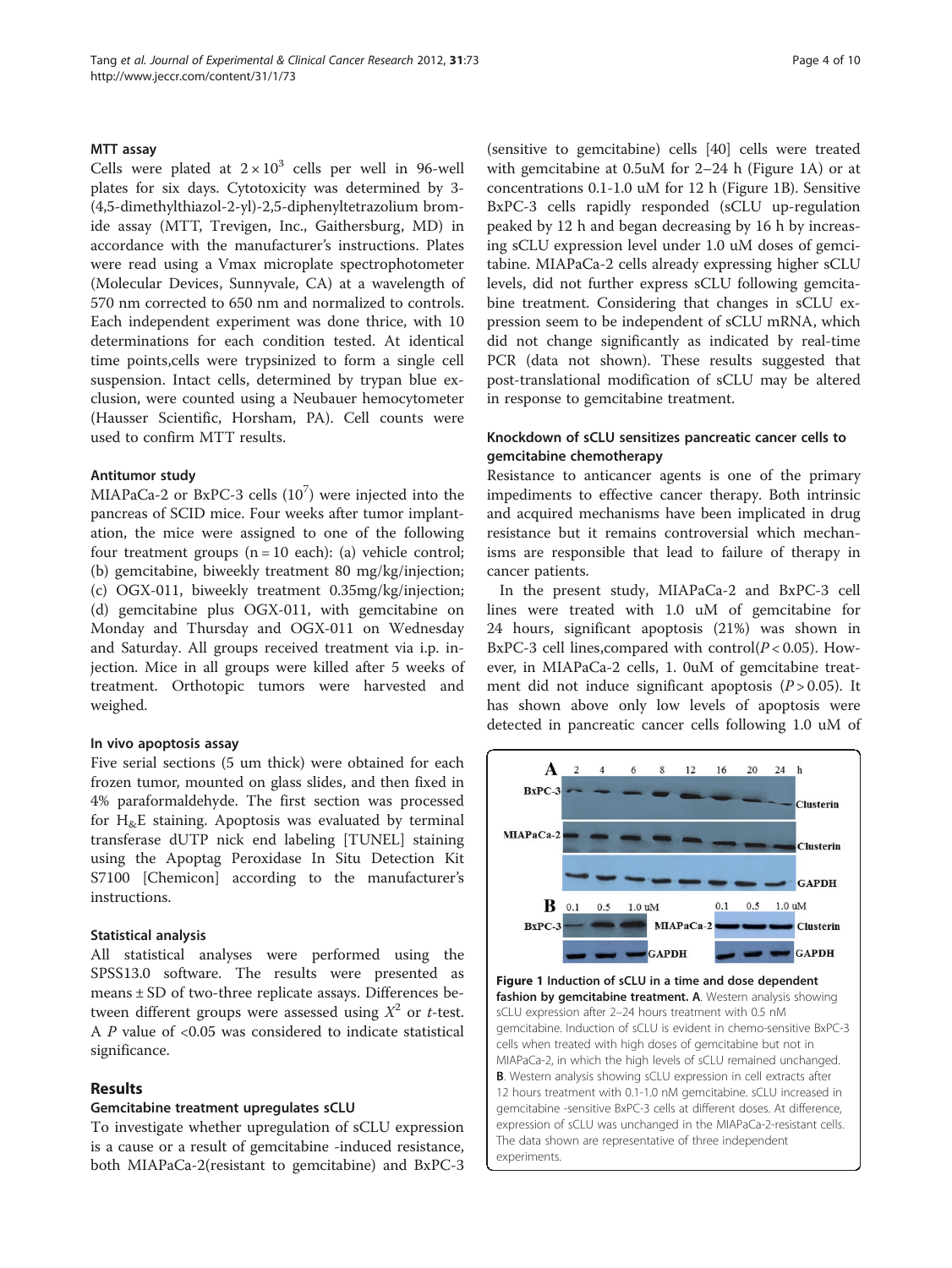### MTT assay

Cells were plated at $2 \times 10^3$ cells per well in 96-well plates for six days. Cytotoxicity was determined by 3-(4,5-dimethylthiazol-2-yl)-2,5-diphenyltetrazolium bromide assay (MTT, Trevigen, Inc., Gaithersburg, MD) in accordance with the manufacturer's instructions. Plates were read using a Vmax microplate spectrophotometer (Molecular Devices, Sunnyvale, CA) at a wavelength of 570 nm corrected to 650 nm and normalized to controls. Each independent experiment was done thrice, with 10 determinations for each condition tested. At identical time points,cells were trypsinized to form a single cell suspension. Intact cells, determined by trypan blue exclusion, were counted using a Neubauer hemocytometer (Hausser Scientific, Horsham, PA). Cell counts were used to confirm MTT results.

### Antitumor study

MIAPaCa-2 or BxPC-3 cells ($10^7$) were injected into the pancreas of SCID mice. Four weeks after tumor implantation, the mice were assigned to one of the following four treatment groups (n = 10 each): (a) vehicle control; (b) gemcitabine, biweekly treatment 80 mg/kg/injection; (c) OGX-011, biweekly treatment 0.35mg/kg/injection; (d) gemcitabine plus OGX-011, with gemcitabine on Monday and Thursday and OGX-011 on Wednesday and Saturday. All groups received treatment via i.p. injection. Mice in all groups were killed after 5 weeks of treatment. Orthotopic tumors were harvested and weighed.

### In vivo apoptosis assay

Five serial sections (5 um thick) were obtained for each frozen tumor, mounted on glass slides, and then fixed in 4% paraformaldehyde. The first section was processed for $H_{\&}E$ staining. Apoptosis was evaluated by terminal transferase dUTP nick end labeling [TUNEL] staining using the Apoptag Peroxidase In Situ Detection Kit S7100 [Chemicon] according to the manufacturer's instructions.

### Statistical analysis

All statistical analyses were performed using the SPSS13.0 software. The results were presented as means ± SD of two-three replicate assays. Differences between different groups were assessed using $X^2$ or *t*-test. A *P* value of <0.05 was considered to indicate statistical significance.

## Results

### Gemcitabine treatment upregulates sCLU

To investigate whether upregulation of sCLU expression is a cause or a result of gemcitabine -induced resistance, both MIAPaCa-2(resistant to gemcitabine) and BxPC-3 (sensitive to gemcitabine) cells [40] cells were treated with gemcitabine at 0.5uM for 2–24 h (Figure 1A) or at concentrations 0.1-1.0 uM for 12 h (Figure 1B). Sensitive BxPC-3 cells rapidly responded (sCLU up-regulation peaked by 12 h and began decreasing by 16 h by increasing sCLU expression level under 1.0 uM doses of gemcitabine. MIAPaCa-2 cells already expressing higher sCLU levels, did not further express sCLU following gemcitabine treatment. Considering that changes in sCLU expression seem to be independent of sCLU mRNA, which did not change significantly as indicated by real-time PCR (data not shown). These results suggested that post-translational modification of sCLU may be altered in response to gemcitabine treatment.

### Knockdown of sCLU sensitizes pancreatic cancer cells to gemcitabine chemotherapy

Resistance to anticancer agents is one of the primary impediments to effective cancer therapy. Both intrinsic and acquired mechanisms have been implicated in drug resistance but it remains controversial which mechanisms are responsible that lead to failure of therapy in cancer patients.

In the present study, MIAPaCa-2 and BxPC-3 cell lines were treated with 1.0 uM of gemcitabine for 24 hours, significant apoptosis (21%) was shown in BxPC-3 cell lines,compared with control($P < 0.05$). However, in MIAPaCa-2 cells, 1. 0uM of gemcitabine treatment did not induce significant apoptosis ($P > 0.05$). It has shown above only low levels of apoptosis were detected in pancreatic cancer cells following 1.0 uM of

**Figure 1 Induction of sCLU in a time and dose dependent fashion by gemcitabine treatment. A**. Western analysis showing sCLU expression after 2–24 hours treatment with 0.5 nM gemcitabine. Induction of sCLU is evident in chemo-sensitive BxPC-3 cells when treated with high doses of gemcitabine but not in MIAPaCa-2, in which the high levels of sCLU remained unchanged. **B**. Western analysis showing sCLU expression in cell extracts after 12 hours treatment with 0.1-1.0 nM gemcitabine. sCLU increased in gemcitabine -sensitive BxPC-3 cells at different doses. At difference, expression of sCLU was unchanged in the MIAPaCa-2-resistant cells. The data shown are representative of three independent experiments.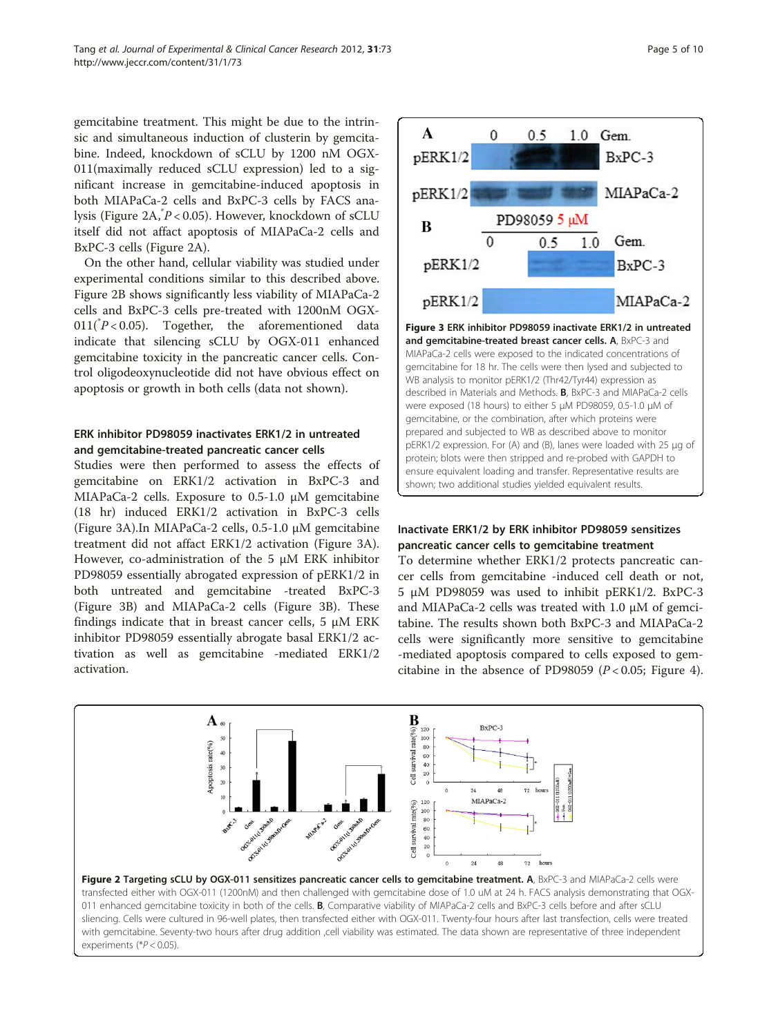gemcitabine treatment. This might be due to the intrinsic and simultaneous induction of clusterin by gemcitabine. Indeed, knockdown of sCLU by 1200 nM OGX-011(maximally reduced sCLU expression) led to a significant increase in gemcitabine-induced apoptosis in both MIAPaCa-2 cells and BxPC-3 cells by FACS analysis (Figure 2A,$^{*}P < 0.05$). However, knockdown of sCLU itself did not affact apoptosis of MIAPaCa-2 cells and BxPC-3 cells (Figure 2A).

On the other hand, cellular viability was studied under experimental conditions similar to this described above. Figure 2B shows significantly less viability of MIAPaCa-2 cells and BxPC-3 cells pre-treated with 1200nM OGX-011($^{*}P < 0.05$). Together, the aforementioned data indicate that silencing sCLU by OGX-011 enhanced gemcitabine toxicity in the pancreatic cancer cells. Control oligodeoxynucleotide did not have obvious effect on apoptosis or growth in both cells (data not shown).

### ERK inhibitor PD98059 inactivates ERK1/2 in untreated and gemcitabine-treated pancreatic cancer cells

Studies were then performed to assess the effects of gemcitabine on ERK1/2 activation in BxPC-3 and MIAPaCa-2 cells. Exposure to 0.5-1.0 μM gemcitabine (18 hr) induced ERK1/2 activation in BxPC-3 cells (Figure 3A).In MIAPaCa-2 cells, 0.5-1.0 μM gemcitabine treatment did not affact ERK1/2 activation (Figure 3A). However, co-administration of the 5 μM ERK inhibitor PD98059 essentially abrogated expression of pERK1/2 in both untreated and gemcitabine -treated BxPC-3 (Figure 3B) and MIAPaCa-2 cells (Figure 3B). These findings indicate that in breast cancer cells, 5 μM ERK inhibitor PD98059 essentially abrogate basal ERK1/2 activation as well as gemcitabine -mediated ERK1/2 activation.

**Figure 3 ERK inhibitor PD98059 inactivate ERK1/2 in untreated and gemcitabine-treated breast cancer cells. A**, BxPC-3 and MIAPaCa-2 cells were exposed to the indicated concentrations of gemcitabine for 18 hr. The cells were then lysed and subjected to WB analysis to monitor pERK1/2 (Thr42/Tyr44) expression as described in Materials and Methods. **B**, BxPC-3 and MIAPaCa-2 cells were exposed (18 hours) to either 5 μM PD98059, 0.5-1.0 μM of gemcitabine, or the combination, after which proteins were prepared and subjected to WB as described above to monitor pERK1/2 expression. For (A) and (B), lanes were loaded with 25 μg of protein; blots were then stripped and re-probed with GAPDH to ensure equivalent loading and transfer. Representative results are shown; two additional studies yielded equivalent results.

### Inactivate ERK1/2 by ERK inhibitor PD98059 sensitizes pancreatic cancer cells to gemcitabine treatment

To determine whether ERK1/2 protects pancreatic cancer cells from gemcitabine -induced cell death or not, 5 μM PD98059 was used to inhibit pERK1/2. BxPC-3 and MIAPaCa-2 cells was treated with 1.0 μM of gemcitabine. The results shown both BxPC-3 and MIAPaCa-2 cells were significantly more sensitive to gemcitabine -mediated apoptosis compared to cells exposed to gemcitabine in the absence of PD98059 ($P < 0.05$; Figure 4).

**Figure 2 Targeting sCLU by OGX-011 sensitizes pancreatic cancer cells to gemcitabine treatment. A**, BxPC-3 and MIAPaCa-2 cells were transfected either with OGX-011 (1200nM) and then challenged with gemcitabine dose of 1.0 uM at 24 h. FACS analysis demonstrating that OGX-011 enhanced gemcitabine toxicity in both of the cells. **B**, Comparative viability of MIAPaCa-2 cells and BxPC-3 cells before and after sCLU sliencing. Cells were cultured in 96-well plates, then transfected either with OGX-011. Twenty-four hours after last transfection, cells were treated with gemcitabine. Seventy-two hours after drug addition ,cell viability was estimated. The data shown are representative of three independent experiments ($^{*}P < 0.05$).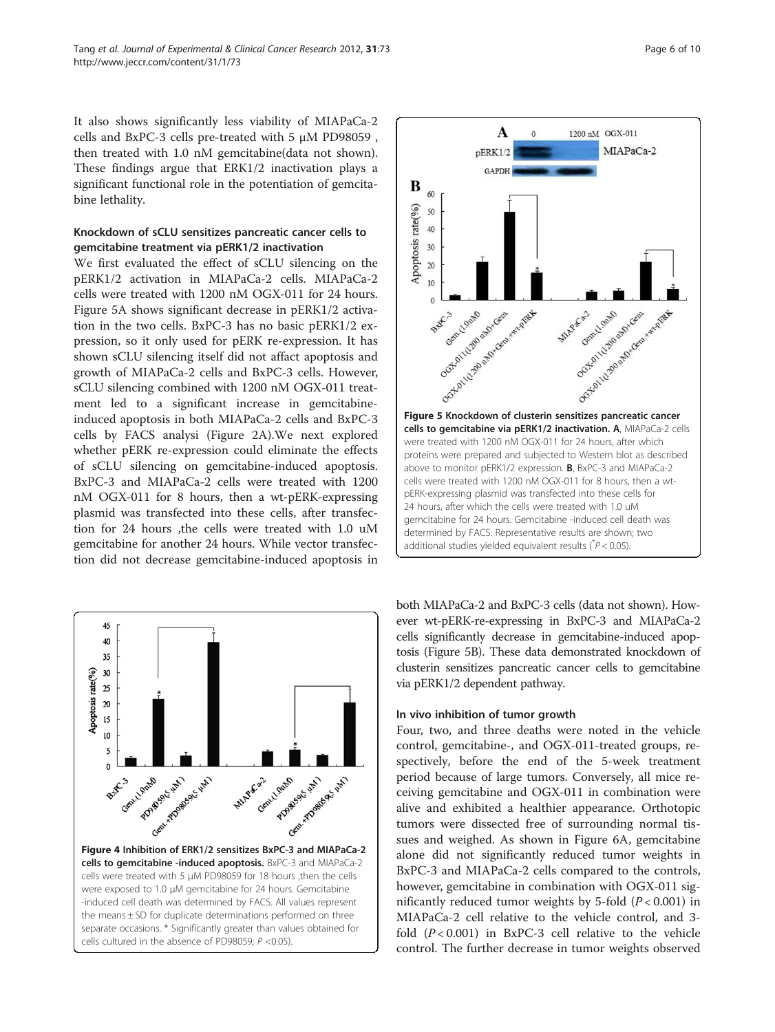It also shows significantly less viability of MIAPaCa-2 cells and BxPC-3 cells pre-treated with 5 μM PD98059 , then treated with 1.0 nM gemcitabine(data not shown). These findings argue that ERK1/2 inactivation plays a significant functional role in the potentiation of gemcitabine lethality.

### Knockdown of sCLU sensitizes pancreatic cancer cells to gemcitabine treatment via pERK1/2 inactivation

We first evaluated the effect of sCLU silencing on the pERK1/2 activation in MIAPaCa-2 cells. MIAPaCa-2 cells were treated with 1200 nM OGX-011 for 24 hours. Figure 5A shows significant decrease in pERK1/2 activation in the two cells. BxPC-3 has no basic pERK1/2 expression, so it only used for pERK re-expression. It has shown sCLU silencing itself did not affact apoptosis and growth of MIAPaCa-2 cells and BxPC-3 cells. However, sCLU silencing combined with 1200 nM OGX-011 treatment led to a significant increase in gemcitabine-induced apoptosis in both MIAPaCa-2 cells and BxPC-3 cells by FACS analysi (Figure 2A).We next explored whether pERK re-expression could eliminate the effects of sCLU silencing on gemcitabine-induced apoptosis. BxPC-3 and MIAPaCa-2 cells were treated with 1200 nM OGX-011 for 8 hours, then a wt-pERK-expressing plasmid was transfected into these cells, after transfection for 24 hours ,the cells were treated with 1.0 uM gemcitabine for another 24 hours. While vector transfection did not decrease gemcitabine-induced apoptosis in both MIAPaCa-2 and BxPC-3 cells (data not shown). However wt-pERK-re-expressing in BxPC-3 and MIAPaCa-2 cells significantly decrease in gemcitabine-induced apoptosis (Figure 5B). These data demonstrated knockdown of clusterin sensitizes pancreatic cancer cells to gemcitabine via pERK1/2 dependent pathway.

**Figure 5 Knockdown of clusterin sensitizes pancreatic cancer cells to gemcitabine via pERK1/2 inactivation. A**, MIAPaCa-2 cells were treated with 1200 nM OGX-011 for 24 hours, after which proteins were prepared and subjected to Western blot as described above to monitor pERK1/2 expression. **B**, BxPC-3 and MIAPaCa-2 cells were treated with 1200 nM OGX-011 for 8 hours, then a wt-pERK-expressing plasmid was transfected into these cells for 24 hours, after which the cells were treated with 1.0 uM gemcitabine for 24 hours. Gemcitabine -induced cell death was determined by FACS. Representative results are shown; two additional studies yielded equivalent results (*$P < 0.05$).

**Figure 4 Inhibition of ERK1/2 sensitizes BxPC-3 and MIAPaCa-2 cells to gemcitabine -induced apoptosis.** BxPC-3 and MIAPaCa-2 cells were treated with 5 μM PD98059 for 18 hours ,then the cells were exposed to 1.0 μM gemcitabine for 24 hours. Gemcitabine -induced cell death was determined by FACS. All values represent the means ± SD for duplicate determinations performed on three separate occasions. * Significantly greater than values obtained for cells cultured in the absence of PD98059; $P < 0.05$).

### In vivo inhibition of tumor growth

Four, two, and three deaths were noted in the vehicle control, gemcitabine-, and OGX-011-treated groups, respectively, before the end of the 5-week treatment period because of large tumors. Conversely, all mice receiving gemcitabine and OGX-011 in combination were alive and exhibited a healthier appearance. Orthotopic tumors were dissected free of surrounding normal tissues and weighed. As shown in Figure 6A, gemcitabine alone did not significantly reduced tumor weights in BxPC-3 and MIAPaCa-2 cells compared to the controls, however, gemcitabine in combination with OGX-011 significantly reduced tumor weights by 5-fold ($P < 0.001$) in MIAPaCa-2 cell relative to the vehicle control, and 3-fold ($P < 0.001$) in BxPC-3 cell relative to the vehicle control. The further decrease in tumor weights observed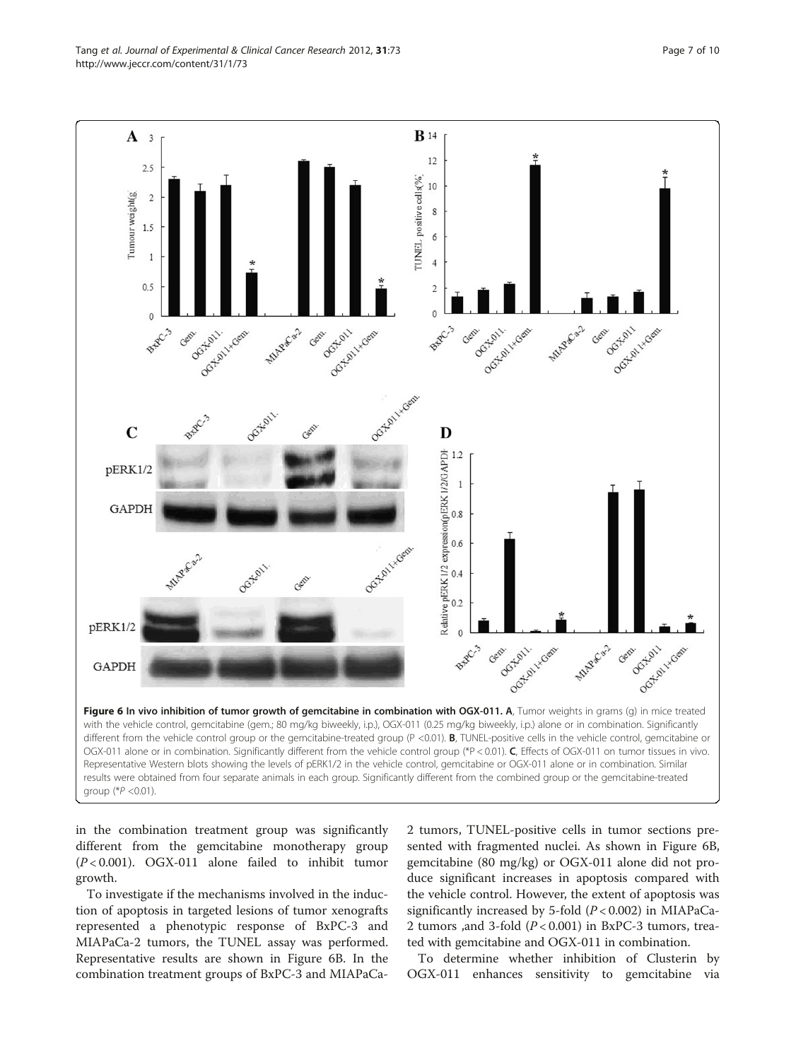**Figure 6 In vivo inhibition of tumor growth of gemcitabine in combination with OGX-011. A**, Tumor weights in grams (g) in mice treated with the vehicle control, gemcitabine (gem.; 80 mg/kg biweekly, i.p.), OGX-011 (0.25 mg/kg biweekly, i.p.) alone or in combination. Significantly different from the vehicle control group or the gemcitabine-treated group (P <0.01). **B**, TUNEL-positive cells in the vehicle control, gemcitabine or OGX-011 alone or in combination. Significantly different from the vehicle control group (*P < 0.01). **C**, Effects of OGX-011 on tumor tissues in vivo. Representative Western blots showing the levels of pERK1/2 in the vehicle control, gemcitabine or OGX-011 alone or in combination. Similar results were obtained from four separate animals in each group. Significantly different from the combined group or the gemcitabine-treated group (*P <0.01).

in the combination treatment group was significantly different from the gemcitabine monotherapy group ($P < 0.001$). OGX-011 alone failed to inhibit tumor growth.

To investigate if the mechanisms involved in the induction of apoptosis in targeted lesions of tumor xenografts represented a phenotypic response of BxPC-3 and MIAPaCa-2 tumors, the TUNEL assay was performed. Representative results are shown in Figure 6B. In the combination treatment groups of BxPC-3 and MIAPaCa-2 tumors, TUNEL-positive cells in tumor sections presented with fragmented nuclei. As shown in Figure 6B, gemcitabine (80 mg/kg) or OGX-011 alone did not produce significant increases in apoptosis compared with the vehicle control. However, the extent of apoptosis was significantly increased by 5-fold ($P < 0.002$) in MIAPaCa-2 tumors ,and 3-fold ($P < 0.001$) in BxPC-3 tumors, treated with gemcitabine and OGX-011 in combination.

To determine whether inhibition of Clusterin by OGX-011 enhances sensitivity to gemcitabine via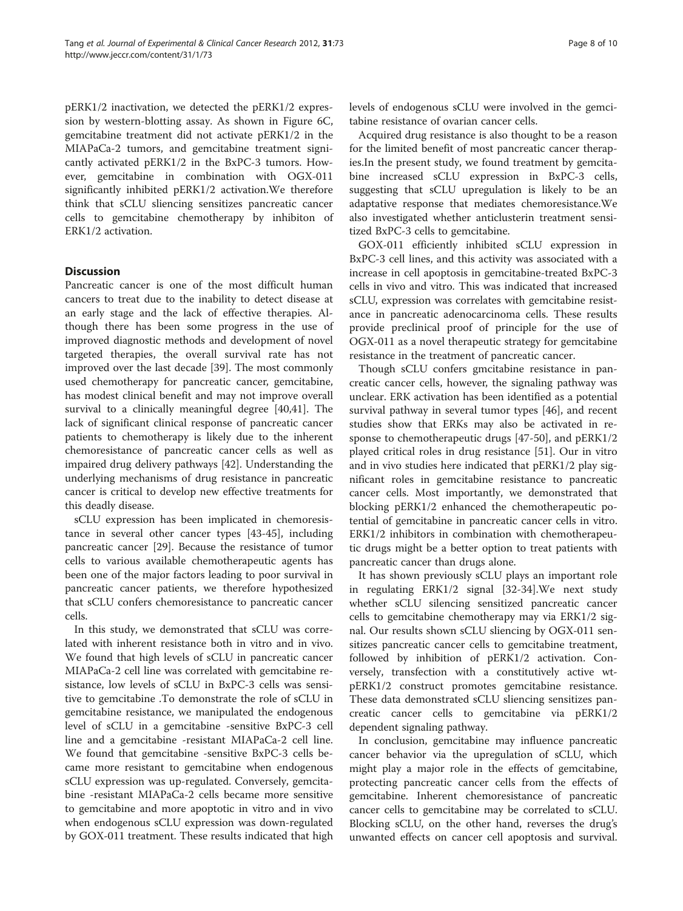pERK1/2 inactivation, we detected the pERK1/2 expression by western-blotting assay. As shown in Figure 6C, gemcitabine treatment did not activate pERK1/2 in the MIAPaCa-2 tumors, and gemcitabine treatment significantly activated pERK1/2 in the BxPC-3 tumors. However, gemcitabine in combination with OGX-011 significantly inhibited pERK1/2 activation.We therefore think that sCLU sliencing sensitizes pancreatic cancer cells to gemcitabine chemotherapy by inhibiton of ERK1/2 activation.

## Discussion

Pancreatic cancer is one of the most difficult human cancers to treat due to the inability to detect disease at an early stage and the lack of effective therapies. Although there has been some progress in the use of improved diagnostic methods and development of novel targeted therapies, the overall survival rate has not improved over the last decade [39]. The most commonly used chemotherapy for pancreatic cancer, gemcitabine, has modest clinical benefit and may not improve overall survival to a clinically meaningful degree [40,41]. The lack of significant clinical response of pancreatic cancer patients to chemotherapy is likely due to the inherent chemoresistance of pancreatic cancer cells as well as impaired drug delivery pathways [42]. Understanding the underlying mechanisms of drug resistance in pancreatic cancer is critical to develop new effective treatments for this deadly disease.

sCLU expression has been implicated in chemoresistance in several other cancer types [43-45], including pancreatic cancer [29]. Because the resistance of tumor cells to various available chemotherapeutic agents has been one of the major factors leading to poor survival in pancreatic cancer patients, we therefore hypothesized that sCLU confers chemoresistance to pancreatic cancer cells.

In this study, we demonstrated that sCLU was correlated with inherent resistance both in vitro and in vivo. We found that high levels of sCLU in pancreatic cancer MIAPaCa-2 cell line was correlated with gemcitabine resistance, low levels of sCLU in BxPC-3 cells was sensitive to gemcitabine .To demonstrate the role of sCLU in gemcitabine resistance, we manipulated the endogenous level of sCLU in a gemcitabine -sensitive BxPC-3 cell line and a gemcitabine -resistant MIAPaCa-2 cell line. We found that gemcitabine -sensitive BxPC-3 cells became more resistant to gemcitabine when endogenous sCLU expression was up-regulated. Conversely, gemcitabine -resistant MIAPaCa-2 cells became more sensitive to gemcitabine and more apoptotic in vitro and in vivo when endogenous sCLU expression was down-regulated by GOX-011 treatment. These results indicated that high levels of endogenous sCLU were involved in the gemcitabine resistance of ovarian cancer cells.

Acquired drug resistance is also thought to be a reason for the limited benefit of most pancreatic cancer therapies.In the present study, we found treatment by gemcitabine increased sCLU expression in BxPC-3 cells, suggesting that sCLU upregulation is likely to be an adaptative response that mediates chemoresistance.We also investigated whether anticlusterin treatment sensitized BxPC-3 cells to gemcitabine.

GOX-011 efficiently inhibited sCLU expression in BxPC-3 cell lines, and this activity was associated with a increase in cell apoptosis in gemcitabine-treated BxPC-3 cells in vivo and vitro. This was indicated that increased sCLU, expression was correlates with gemcitabine resistance in pancreatic adenocarcinoma cells. These results provide preclinical proof of principle for the use of OGX-011 as a novel therapeutic strategy for gemcitabine resistance in the treatment of pancreatic cancer.

Though sCLU confers gmcitabine resistance in pancreatic cancer cells, however, the signaling pathway was unclear. ERK activation has been identified as a potential survival pathway in several tumor types [46], and recent studies show that ERKs may also be activated in response to chemotherapeutic drugs [47-50], and pERK1/2 played critical roles in drug resistance [51]. Our in vitro and in vivo studies here indicated that pERK1/2 play significant roles in gemcitabine resistance to pancreatic cancer cells. Most importantly, we demonstrated that blocking pERK1/2 enhanced the chemotherapeutic potential of gemcitabine in pancreatic cancer cells in vitro. ERK1/2 inhibitors in combination with chemotherapeutic drugs might be a better option to treat patients with pancreatic cancer than drugs alone.

It has shown previously sCLU plays an important role in regulating ERK1/2 signal [32-34].We next study whether sCLU silencing sensitized pancreatic cancer cells to gemcitabine chemotherapy may via ERK1/2 signal. Our results shown sCLU sliencing by OGX-011 sensitizes pancreatic cancer cells to gemcitabine treatment, followed by inhibition of pERK1/2 activation. Conversely, transfection with a constitutively active wt-pERK1/2 construct promotes gemcitabine resistance. These data demonstrated sCLU sliencing sensitizes pancreatic cancer cells to gemcitabine via pERK1/2 dependent signaling pathway.

In conclusion, gemcitabine may influence pancreatic cancer behavior via the upregulation of sCLU, which might play a major role in the effects of gemcitabine, protecting pancreatic cancer cells from the effects of gemcitabine. Inherent chemoresistance of pancreatic cancer cells to gemcitabine may be correlated to sCLU. Blocking sCLU, on the other hand, reverses the drug's unwanted effects on cancer cell apoptosis and survival.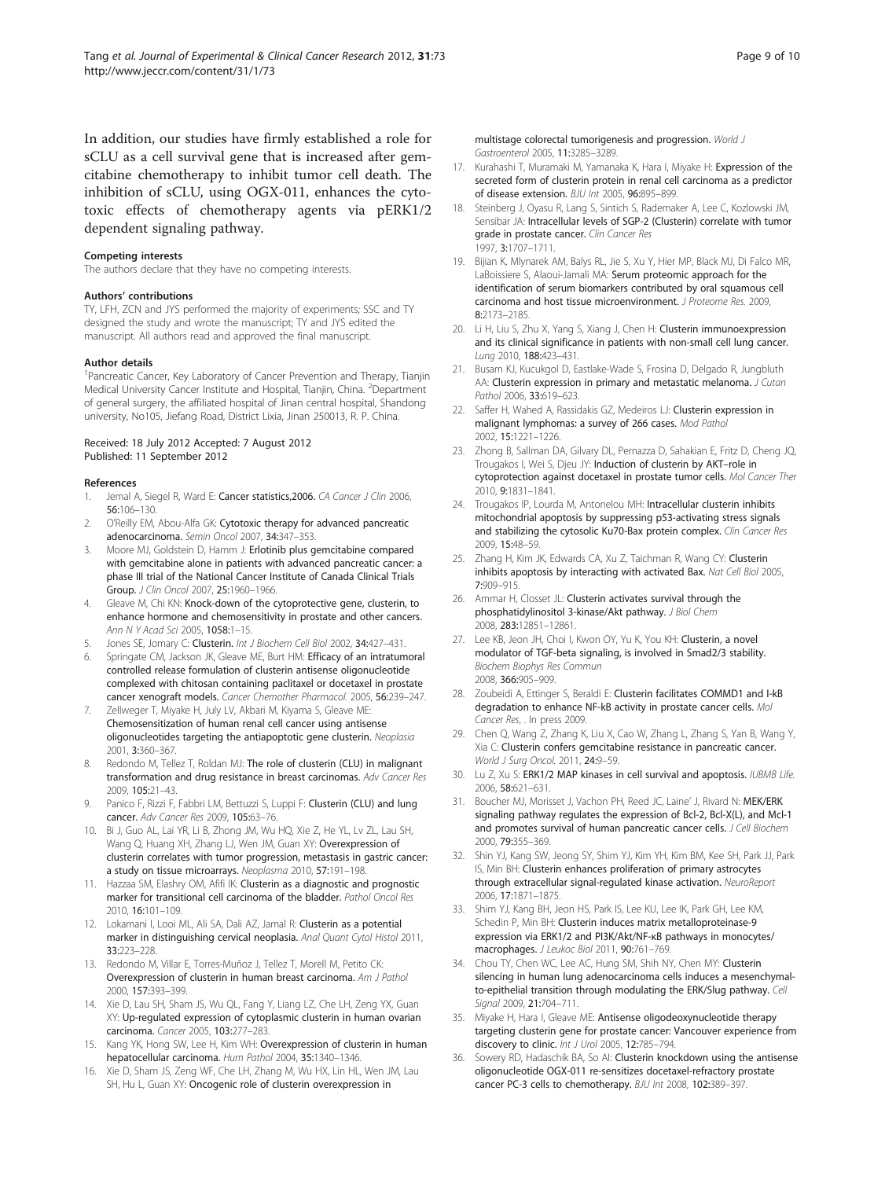In addition, our studies have firmly established a role for sCLU as a cell survival gene that is increased after gemcitabine chemotherapy to inhibit tumor cell death. The inhibition of sCLU, using OGX-011, enhances the cytotoxic effects of chemotherapy agents via pERK1/2 dependent signaling pathway.

#### Competing interests

The authors declare that they have no competing interests.

#### Authors' contributions

TY, LFH, ZCN and JYS performed the majority of experiments; SSC and TY designed the study and wrote the manuscript; TY and JYS edited the manuscript. All authors read and approved the final manuscript.

#### Author details

[1]Pancreatic Cancer, Key Laboratory of Cancer Prevention and Therapy, Tianjin Medical University Cancer Institute and Hospital, Tianjin, China. [2]Department of general surgery, the affiliated hospital of Jinan central hospital, Shandong university, No105, Jiefang Road, District Lixia, Jinan 250013, R. P. China.

Received: 18 July 2012 Accepted: 7 August 2012
Published: 11 September 2012

#### References

1. Jemal A, Siegel R, Ward E: Cancer statistics,2006. *CA Cancer J Clin* 2006, 56:106–130.
2. O'Reilly EM, Abou-Alfa GK: Cytotoxic therapy for advanced pancreatic adenocarcinoma. *Semin Oncol* 2007, 34:347–353.
3. Moore MJ, Goldstein D, Hamm J: Erlotinib plus gemcitabine compared with gemcitabine alone in patients with advanced pancreatic cancer: a phase III trial of the National Cancer Institute of Canada Clinical Trials Group. *J Clin Oncol* 2007, 25:1960–1966.
4. Gleave M, Chi KN: Knock-down of the cytoprotective gene, clusterin, to enhance hormone and chemosensitivity in prostate and other cancers. *Ann N Y Acad Sci* 2005, 1058:1–15.
5. Jones SE, Jomary C: Clusterin. *Int J Biochem Cell Biol* 2002, 34:427–431.
6. Springate CM, Jackson JK, Gleave ME, Burt HM: Efficacy of an intratumoral controlled release formulation of clusterin antisense oligonucleotide complexed with chitosan containing paclitaxel or docetaxel in prostate cancer xenograft models. *Cancer Chemother Pharmacol.* 2005, 56:239–247.
7. Zellweger T, Miyake H, July LV, Akbari M, Kiyama S, Gleave ME: Chemosensitization of human renal cell cancer using antisense oligonucleotides targeting the antiapoptotic gene clusterin. *Neoplasia* 2001, 3:360–367.
8. Redondo M, Tellez T, Roldan MJ: The role of clusterin (CLU) in malignant transformation and drug resistance in breast carcinomas. *Adv Cancer Res* 2009, 105:21–43.
9. Panico F, Rizzi F, Fabbri LM, Bettuzzi S, Luppi F: Clusterin (CLU) and lung cancer. *Adv Cancer Res* 2009, 105:63–76.
10. Bi J, Guo AL, Lai YR, Li B, Zhong JM, Wu HQ, Xie Z, He YL, Lv ZL, Lau SH, Wang Q, Huang XH, Zhang LJ, Wen JM, Guan XY: Overexpression of clusterin correlates with tumor progression, metastasis in gastric cancer: a study on tissue microarrays. *Neoplasma* 2010, 57:191–198.
11. Hazzaa SM, Elashry OM, Afifi IK: Clusterin as a diagnostic and prognostic marker for transitional cell carcinoma of the bladder. *Pathol Oncol Res* 2010, 16:101–109.
12. Lokamani I, Looi ML, Ali SA, Dali AZ, Jamal R: Clusterin as a potential marker in distinguishing cervical neoplasia. *Anal Quant Cytol Histol* 2011, 33:223–228.
13. Redondo M, Villar E, Torres-Muñoz J, Tellez T, Morell M, Petito CK: Overexpression of clusterin in human breast carcinoma. *Am J Pathol* 2000, 157:393–399.
14. Xie D, Lau SH, Sham JS, Wu QL, Fang Y, Liang LZ, Che LH, Zeng YX, Guan XY: Up-regulated expression of cytoplasmic clusterin in human ovarian carcinoma. *Cancer* 2005, 103:277–283.
15. Kang YK, Hong SW, Lee H, Kim WH: Overexpression of clusterin in human hepatocellular carcinoma. *Hum Pathol* 2004, 35:1340–1346.
16. Xie D, Sham JS, Zeng WF, Che LH, Zhang M, Wu HX, Lin HL, Wen JM, Lau SH, Hu L, Guan XY: Oncogenic role of clusterin overexpression in multistage colorectal tumorigenesis and progression. *World J Gastroenterol* 2005, 11:3285–3289.
17. Kurahashi T, Muramaki M, Yamanaka K, Hara I, Miyake H: Expression of the secreted form of clusterin protein in renal cell carcinoma as a predictor of disease extension. *BJU Int* 2005, 96:895–899.
18. Steinberg J, Oyasu R, Lang S, Sintich S, Rademaker A, Lee C, Kozlowski JM, Sensibar JA: Intracellular levels of SGP-2 (Clusterin) correlate with tumor grade in prostate cancer. *Clin Cancer Res* 1997, 3:1707–1711.
19. Bijian K, Mlynarek AM, Balys RL, Jie S, Xu Y, Hier MP, Black MJ, Di Falco MR, LaBoissiere S, Alaoui-Jamali MA: Serum proteomic approach for the identification of serum biomarkers contributed by oral squamous cell carcinoma and host tissue microenvironment. *J Proteome Res.* 2009, 8:2173–2185.
20. Li H, Liu S, Zhu X, Yang S, Xiang J, Chen H: Clusterin immunoexpression and its clinical significance in patients with non-small cell lung cancer. *Lung* 2010, 188:423–431.
21. Busam KJ, Kucukgol D, Eastlake-Wade S, Frosina D, Delgado R, Jungbluth AA: Clusterin expression in primary and metastatic melanoma. *J Cutan Pathol* 2006, 33:619–623.
22. Saffer H, Wahed A, Rassidakis GZ, Medeiros LJ: Clusterin expression in malignant lymphomas: a survey of 266 cases. *Mod Pathol* 2002, 15:1221–1226.
23. Zhong B, Sallman DA, Gilvary DL, Pernazza D, Sahakian E, Fritz D, Cheng JQ, Trougakos I, Wei S, Djeu JY: Induction of clusterin by AKT–role in cytoprotection against docetaxel in prostate tumor cells. *Mol Cancer Ther* 2010, 9:1831–1841.
24. Trougakos IP, Lourda M, Antonelou MH: Intracellular clusterin inhibits mitochondrial apoptosis by suppressing p53-activating stress signals and stabilizing the cytosolic Ku70-Bax protein complex. *Clin Cancer Res* 2009, 15:48–59.
25. Zhang H, Kim JK, Edwards CA, Xu Z, Taichman R, Wang CY: Clusterin inhibits apoptosis by interacting with activated Bax. *Nat Cell Biol* 2005, 7:909–915.
26. Ammar H, Closset JL: Clusterin activates survival through the phosphatidylinositol 3-kinase/Akt pathway. *J Biol Chem* 2008, 283:12851–12861.
27. Lee KB, Jeon JH, Choi I, Kwon OY, Yu K, You KH: Clusterin, a novel modulator of TGF-beta signaling, is involved in Smad2/3 stability. *Biochem Biophys Res Commun* 2008, 366:905–909.
28. Zoubeidi A, Ettinger S, Beraldi E: Clusterin facilitates COMMD1 and I-kB degradation to enhance NF-kB activity in prostate cancer cells. *Mol Cancer Res*, . In press 2009.
29. Chen Q, Wang Z, Zhang K, Liu X, Cao W, Zhang L, Zhang S, Yan B, Wang Y, Xia C: Clusterin confers gemcitabine resistance in pancreatic cancer. *World J Surg Oncol.* 2011, 24:9–59.
30. Lu Z, Xu S: ERK1/2 MAP kinases in cell survival and apoptosis. *IUBMB Life.* 2006, 58:621–631.
31. Boucher MJ, Morisset J, Vachon PH, Reed JC, Laine' J, Rivard N: MEK/ERK signaling pathway regulates the expression of Bcl-2, Bcl-X(L), and Mcl-1 and promotes survival of human pancreatic cancer cells. *J Cell Biochem* 2000, 79:355–369.
32. Shin YJ, Kang SW, Jeong SY, Shim YJ, Kim YH, Kim BM, Kee SH, Park JJ, Park IS, Min BH: Clusterin enhances proliferation of primary astrocytes through extracellular signal-regulated kinase activation. *NeuroReport* 2006, 17:1871–1875.
33. Shim YJ, Kang BH, Jeon HS, Park IS, Lee KU, Lee IK, Park GH, Lee KM, Schedin P, Min BH: Clusterin induces matrix metalloproteinase-9 expression via ERK1/2 and PI3K/Akt/NF-κB pathways in monocytes/macrophages. *J Leukoc Biol* 2011, 90:761–769.
34. Chou TY, Chen WC, Lee AC, Hung SM, Shih NY, Chen MY: Clusterin silencing in human lung adenocarcinoma cells induces a mesenchymal-to-epithelial transition through modulating the ERK/Slug pathway. *Cell Signal* 2009, 21:704–711.
35. Miyake H, Hara I, Gleave ME: Antisense oligodeoxynucleotide therapy targeting clusterin gene for prostate cancer: Vancouver experience from discovery to clinic. *Int J Urol* 2005, 12:785–794.
36. Sowery RD, Hadaschik BA, So AI: Clusterin knockdown using the antisense oligonucleotide OGX-011 re-sensitizes docetaxel-refractory prostate cancer PC-3 cells to chemotherapy. *BJU Int* 2008, 102:389–397.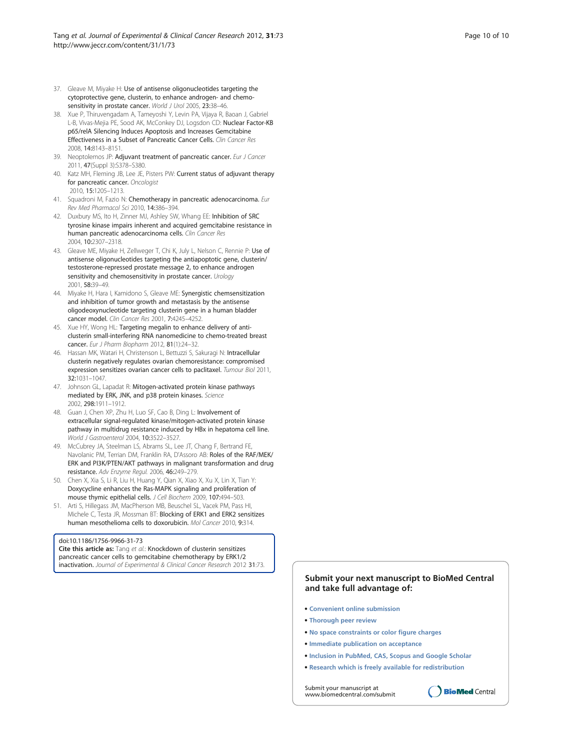37. Gleave M, Miyake H: Use of antisense oligonucleotides targeting the cytoprotective gene, clusterin, to enhance androgen- and chemo-sensitivity in prostate cancer. *World J Urol* 2005, **23**:38–46.
38. Xue P, Thiruvengadam A, Tameyoshi Y, Levin PA, Vijaya R, Baoan J, Gabriel L-B, Vivas-Mejia PE, Sood AK, McConkey DJ, Logsdon CD: Nuclear Factor-KB p65/relA Silencing Induces Apoptosis and Increases Gemcitabine Effectiveness in a Subset of Pancreatic Cancer Cells. *Clin Cancer Res* 2008, **14**:8143–8151.
39. Neoptolemos JP: Adjuvant treatment of pancreatic cancer. *Eur J Cancer* 2011, **47**(Suppl 3):S378–S380.
40. Katz MH, Fleming JB, Lee JE, Pisters PW: Current status of adjuvant therapy for pancreatic cancer. *Oncologist* 2010, **15**:1205–1213.
41. Squadroni M, Fazio N: Chemotherapy in pancreatic adenocarcinoma. *Eur Rev Med Pharmacol Sci* 2010, **14**:386–394.
42. Duxbury MS, Ito H, Zinner MJ, Ashley SW, Whang EE: Inhibition of SRC tyrosine kinase impairs inherent and acquired gemcitabine resistance in human pancreatic adenocarcinoma cells. *Clin Cancer Res* 2004, **10**:2307–2318.
43. Gleave ME, Miyake H, Zellweger T, Chi K, July L, Nelson C, Rennie P: Use of antisense oligonucleotides targeting the antiapoptotic gene, clusterin/testosterone-repressed prostate message 2, to enhance androgen sensitivity and chemosensitivity in prostate cancer. *Urology* 2001, **58**:39–49.
44. Miyake H, Hara I, Kamidono S, Gleave ME: Synergistic chemsensitization and inhibition of tumor growth and metastasis by the antisense oligodeoxynucleotide targeting clusterin gene in a human bladder cancer model. *Clin Cancer Res* 2001, **7**:4245–4252.
45. Xue HY, Wong HL: Targeting megalin to enhance delivery of anti-clusterin small-interfering RNA nanomedicine to chemo-treated breast cancer. *Eur J Pharm Biopharm* 2012, **81**(1):24–32.
46. Hassan MK, Watari H, Christenson L, Bettuzzi S, Sakuragi N: Intracellular clusterin negatively regulates ovarian chemoresistance: compromised expression sensitizes ovarian cancer cells to paclitaxel. *Tumour Biol* 2011, **32**:1031–1047.
47. Johnson GL, Lapadat R: Mitogen-activated protein kinase pathways mediated by ERK, JNK, and p38 protein kinases. *Science* 2002, **298**:1911–1912.
48. Guan J, Chen XP, Zhu H, Luo SF, Cao B, Ding L: Involvement of extracellular signal-regulated kinase/mitogen-activated protein kinase pathway in multidrug resistance induced by HBx in hepatoma cell line. *World J Gastroenterol* 2004, **10**:3522–3527.
49. McCubrey JA, Steelman LS, Abrams SL, Lee JT, Chang F, Bertrand FE, Navolanic PM, Terrian DM, Franklin RA, D'Assoro AB: Roles of the RAF/MEK/ERK and PI3K/PTEN/AKT pathways in malignant transformation and drug resistance. *Adv Enzyme Regul.* 2006, **46**:249–279.
50. Chen X, Xia S, Li R, Liu H, Huang Y, Qian X, Xiao X, Xu X, Lin X, Tian Y: Doxycycline enhances the Ras-MAPK signaling and proliferation of mouse thymic epithelial cells. *J Cell Biochem* 2009, **107**:494–503.
51. Arti S, Hillegass JM, MacPherson MB, Beuschel SL, Vacek PM, Pass HI, Michele C, Testa JR, Mossman BT: Blocking of ERK1 and ERK2 sensitizes human mesothelioma cells to doxorubicin. *Mol Cancer* 2010, **9**:314.

doi:10.1186/1756-9966-31-73

**Cite this article as:** Tang *et al.*: Knockdown of clusterin sensitizes pancreatic cancer cells to gemcitabine chemotherapy by ERK1/2 inactivation. *Journal of Experimental & Clinical Cancer Research* 2012 **31**:73.

**Submit your next manuscript to BioMed Central and take full advantage of:**

- Convenient online submission
- Thorough peer review
- No space constraints or color figure charges
- Immediate publication on acceptance
- Inclusion in PubMed, CAS, Scopus and Google Scholar
- Research which is freely available for redistribution

Submit your manuscript at www.biomedcentral.com/submit

BioMed Central